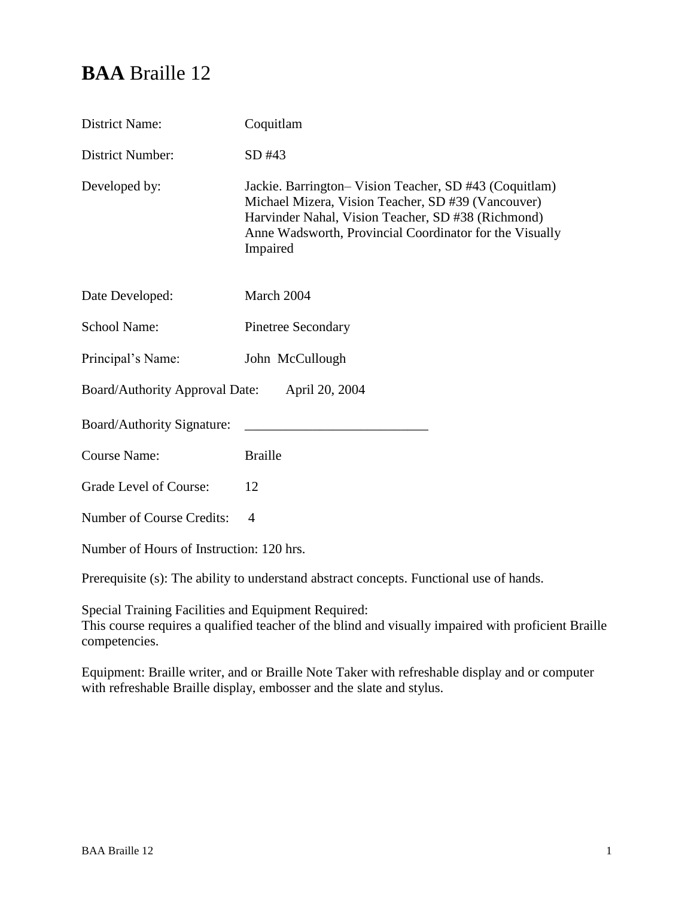# **BAA** Braille 12

District Name: Coquitlam

District Number: SD #43

Developed by: Jackie. Barrington– Vision Teacher, SD #43 (Coquitlam)
Michael Mizera, Vision Teacher, SD #39 (Vancouver)
Harvinder Nahal, Vision Teacher, SD #38 (Richmond)
Anne Wadsworth, Provincial Coordinator for the Visually Impaired

Date Developed: March 2004

School Name: Pinetree Secondary

Principal's Name: John McCullough

Board/Authority Approval Date: April 20, 2004

Board/Authority Signature: ___________________________

Course Name: Braille

Grade Level of Course: 12

Number of Course Credits: 4

Number of Hours of Instruction: 120 hrs.

Prerequisite (s): The ability to understand abstract concepts. Functional use of hands.

Special Training Facilities and Equipment Required:
This course requires a qualified teacher of the blind and visually impaired with proficient Braille competencies.

Equipment: Braille writer, and or Braille Note Taker with refreshable display and or computer with refreshable Braille display, embosser and the slate and stylus.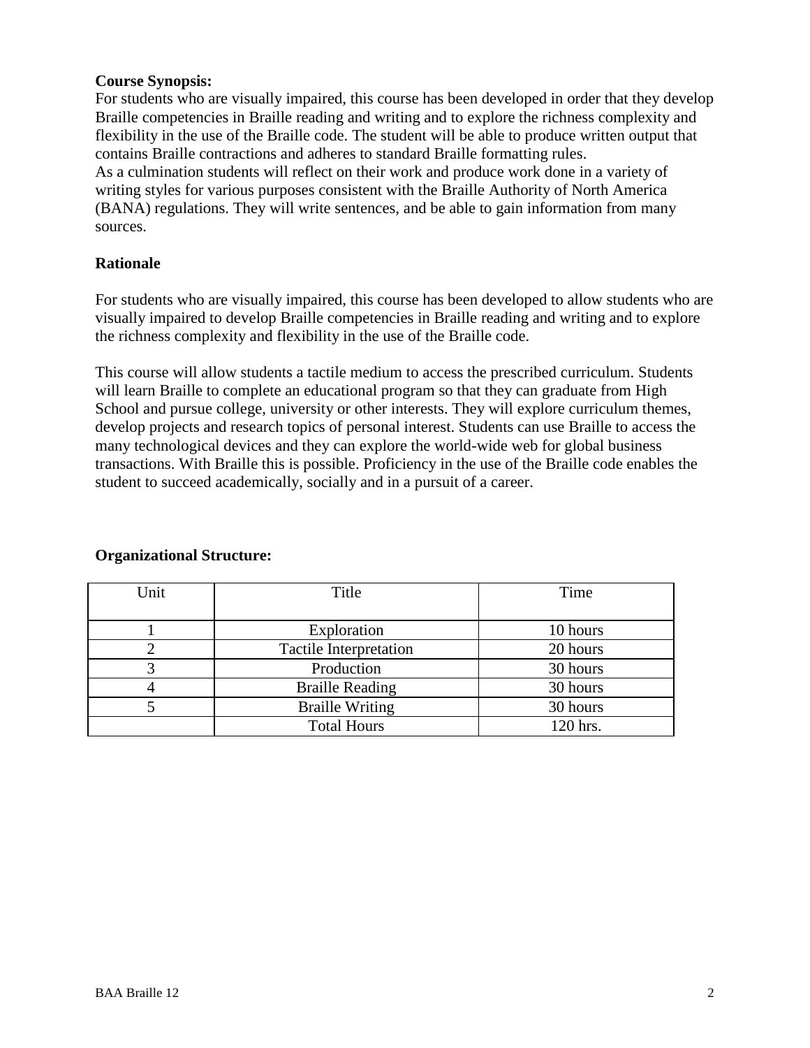**Course Synopsis:**

For students who are visually impaired, this course has been developed in order that they develop Braille competencies in Braille reading and writing and to explore the richness complexity and flexibility in the use of the Braille code. The student will be able to produce written output that contains Braille contractions and adheres to standard Braille formatting rules.
As a culmination students will reflect on their work and produce work done in a variety of writing styles for various purposes consistent with the Braille Authority of North America (BANA) regulations. They will write sentences, and be able to gain information from many sources.

**Rationale**

For students who are visually impaired, this course has been developed to allow students who are visually impaired to develop Braille competencies in Braille reading and writing and to explore the richness complexity and flexibility in the use of the Braille code.

This course will allow students a tactile medium to access the prescribed curriculum. Students will learn Braille to complete an educational program so that they can graduate from High School and pursue college, university or other interests. They will explore curriculum themes, develop projects and research topics of personal interest. Students can use Braille to access the many technological devices and they can explore the world-wide web for global business transactions. With Braille this is possible. Proficiency in the use of the Braille code enables the student to succeed academically, socially and in a pursuit of a career.

**Organizational Structure:**

| Unit | Title | Time |
|---|---|---|
| 1 | Exploration | 10 hours |
| 2 | Tactile Interpretation | 20 hours |
| 3 | Production | 30 hours |
| 4 | Braille Reading | 30 hours |
| 5 | Braille Writing | 30 hours |
| | Total Hours | 120 hrs. |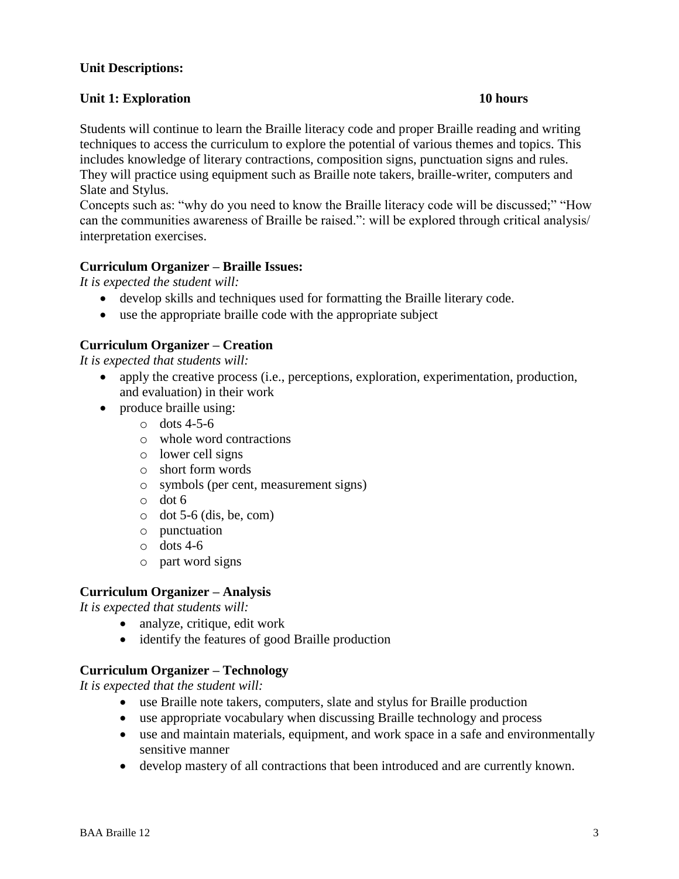**Unit Descriptions:**

**Unit 1: Exploration 10 hours**

Students will continue to learn the Braille literacy code and proper Braille reading and writing techniques to access the curriculum to explore the potential of various themes and topics. This includes knowledge of literary contractions, composition signs, punctuation signs and rules. They will practice using equipment such as Braille note takers, braille-writer, computers and Slate and Stylus.
Concepts such as: "why do you need to know the Braille literacy code will be discussed;" "How can the communities awareness of Braille be raised.": will be explored through critical analysis/ interpretation exercises.

**Curriculum Organizer – Braille Issues:**
*It is expected the student will:*

- develop skills and techniques used for formatting the Braille literary code.
- use the appropriate braille code with the appropriate subject

**Curriculum Organizer – Creation**
*It is expected that students will:*

- apply the creative process (i.e., perceptions, exploration, experimentation, production, and evaluation) in their work
- produce braille using:
  - dots 4-5-6
  - whole word contractions
  - lower cell signs
  - short form words
  - symbols (per cent, measurement signs)
  - dot 6
  - dot 5-6 (dis, be, com)
  - punctuation
  - dots 4-6
  - part word signs

**Curriculum Organizer – Analysis**
*It is expected that students will:*

- analyze, critique, edit work
- identify the features of good Braille production

**Curriculum Organizer – Technology**
*It is expected that the student will:*

- use Braille note takers, computers, slate and stylus for Braille production
- use appropriate vocabulary when discussing Braille technology and process
- use and maintain materials, equipment, and work space in a safe and environmentally sensitive manner
- develop mastery of all contractions that been introduced and are currently known.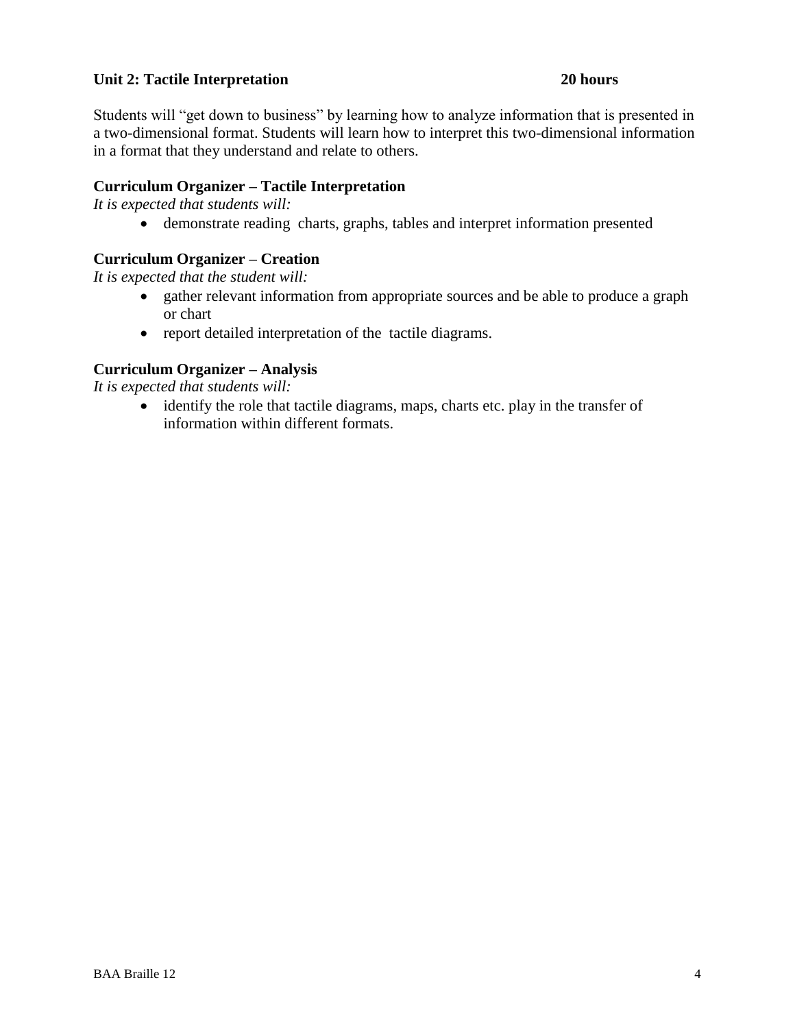**Unit 2: Tactile Interpretation** **20 hours**

Students will "get down to business" by learning how to analyze information that is presented in a two-dimensional format. Students will learn how to interpret this two-dimensional information in a format that they understand and relate to others.

**Curriculum Organizer – Tactile Interpretation**

*It is expected that students will:*

- demonstrate reading charts, graphs, tables and interpret information presented

**Curriculum Organizer – Creation**

*It is expected that the student will:*

- gather relevant information from appropriate sources and be able to produce a graph or chart
- report detailed interpretation of the tactile diagrams.

**Curriculum Organizer – Analysis**

*It is expected that students will:*

- identify the role that tactile diagrams, maps, charts etc. play in the transfer of information within different formats.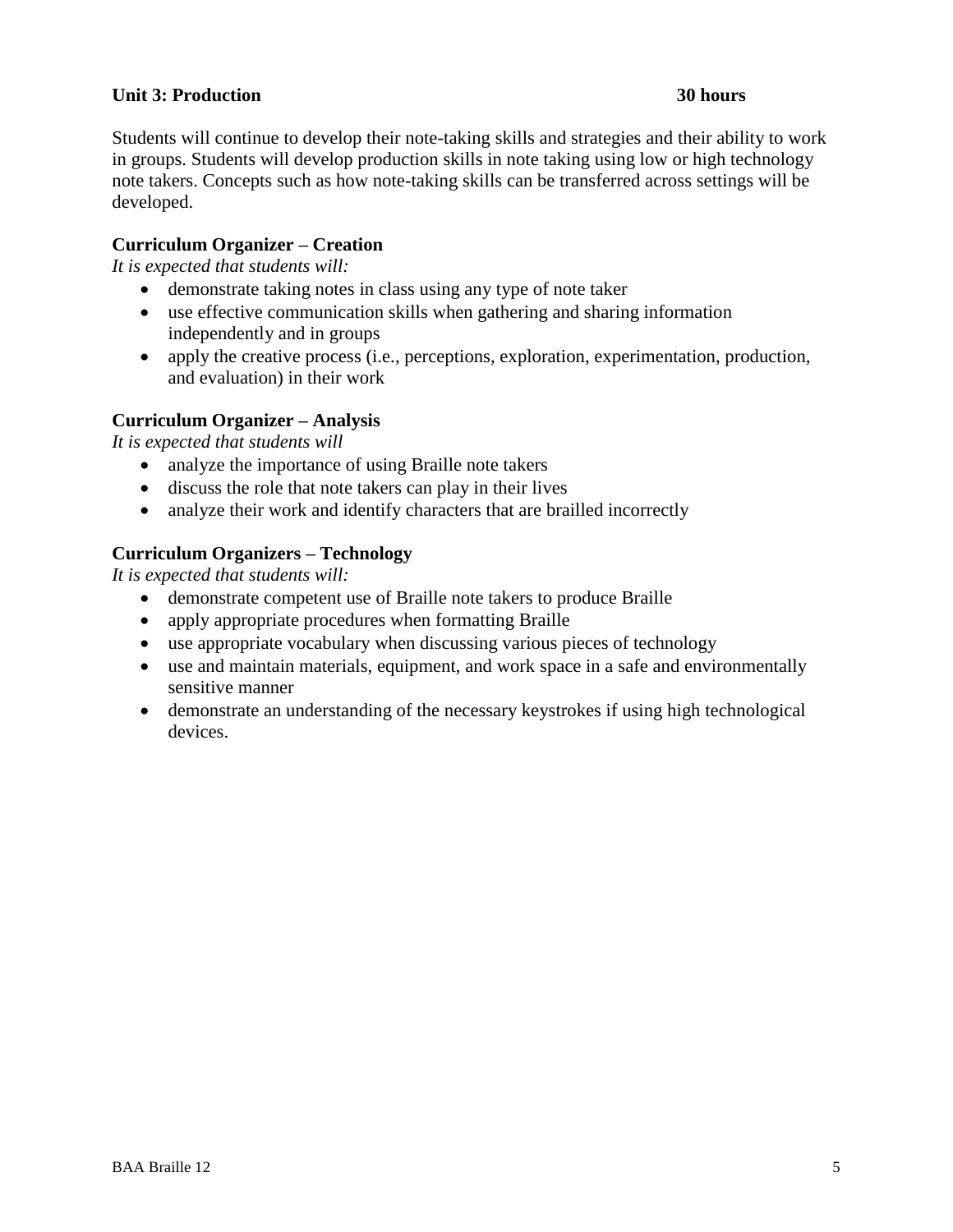**Unit 3: Production 30 hours**

Students will continue to develop their note-taking skills and strategies and their ability to work in groups. Students will develop production skills in note taking using low or high technology note takers. Concepts such as how note-taking skills can be transferred across settings will be developed.

**Curriculum Organizer – Creation**

*It is expected that students will:*

- demonstrate taking notes in class using any type of note taker
- use effective communication skills when gathering and sharing information independently and in groups
- apply the creative process (i.e., perceptions, exploration, experimentation, production, and evaluation) in their work

**Curriculum Organizer – Analysis**

*It is expected that students will*

- analyze the importance of using Braille note takers
- discuss the role that note takers can play in their lives
- analyze their work and identify characters that are brailled incorrectly

**Curriculum Organizers – Technology**

*It is expected that students will:*

- demonstrate competent use of Braille note takers to produce Braille
- apply appropriate procedures when formatting Braille
- use appropriate vocabulary when discussing various pieces of technology
- use and maintain materials, equipment, and work space in a safe and environmentally sensitive manner
- demonstrate an understanding of the necessary keystrokes if using high technological devices.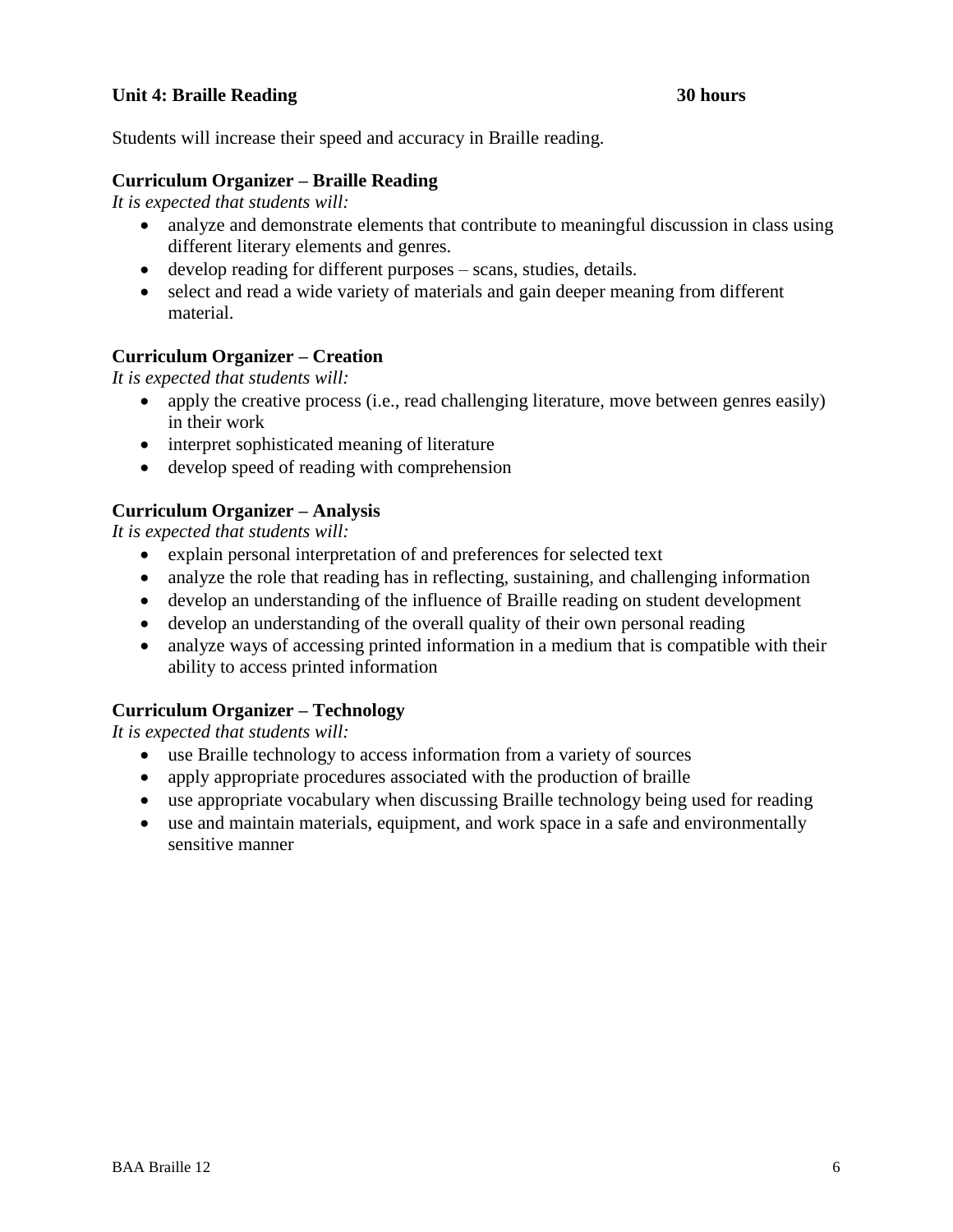## Unit 4: Braille Reading 30 hours

Students will increase their speed and accuracy in Braille reading.

### Curriculum Organizer – Braille Reading

*It is expected that students will:*

- analyze and demonstrate elements that contribute to meaningful discussion in class using different literary elements and genres.
- develop reading for different purposes – scans, studies, details.
- select and read a wide variety of materials and gain deeper meaning from different material.

### Curriculum Organizer – Creation

*It is expected that students will:*

- apply the creative process (i.e., read challenging literature, move between genres easily) in their work
- interpret sophisticated meaning of literature
- develop speed of reading with comprehension

### Curriculum Organizer – Analysis

*It is expected that students will:*

- explain personal interpretation of and preferences for selected text
- analyze the role that reading has in reflecting, sustaining, and challenging information
- develop an understanding of the influence of Braille reading on student development
- develop an understanding of the overall quality of their own personal reading
- analyze ways of accessing printed information in a medium that is compatible with their ability to access printed information

### Curriculum Organizer – Technology

*It is expected that students will:*

- use Braille technology to access information from a variety of sources
- apply appropriate procedures associated with the production of braille
- use appropriate vocabulary when discussing Braille technology being used for reading
- use and maintain materials, equipment, and work space in a safe and environmentally sensitive manner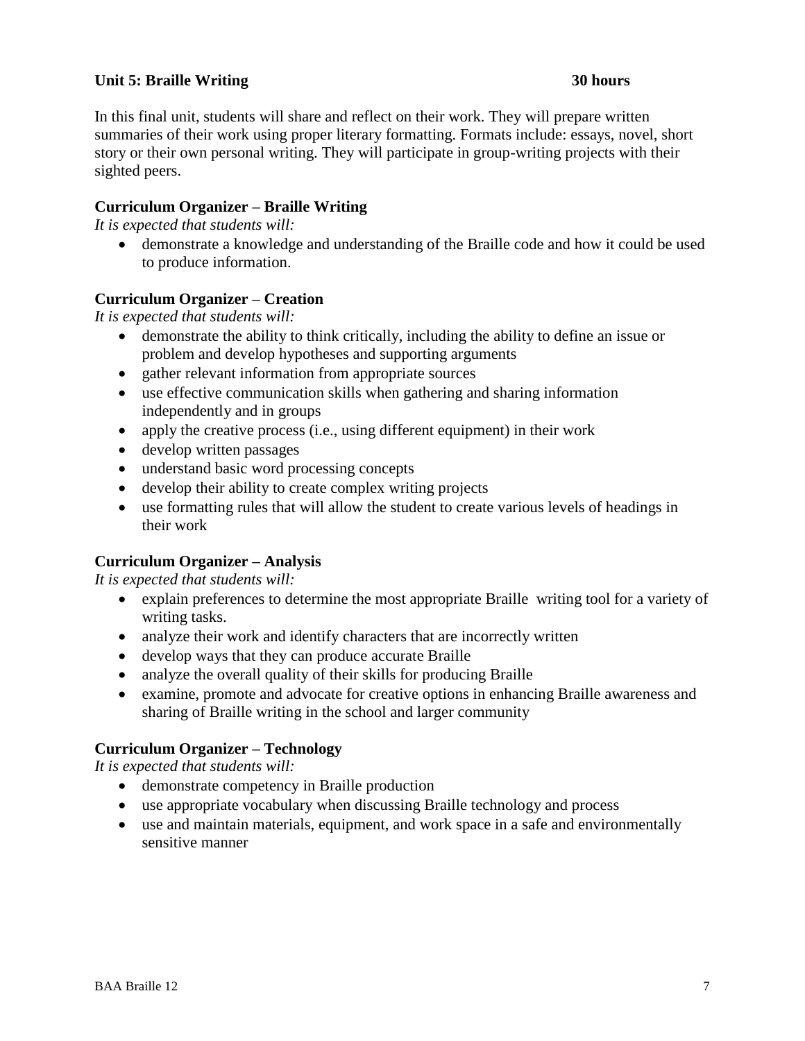**Unit 5: Braille Writing 30 hours**

In this final unit, students will share and reflect on their work. They will prepare written summaries of their work using proper literary formatting. Formats include: essays, novel, short story or their own personal writing. They will participate in group-writing projects with their sighted peers.

**Curriculum Organizer – Braille Writing**

*It is expected that students will:*

- demonstrate a knowledge and understanding of the Braille code and how it could be used to produce information.

**Curriculum Organizer – Creation**

*It is expected that students will:*

- demonstrate the ability to think critically, including the ability to define an issue or problem and develop hypotheses and supporting arguments
- gather relevant information from appropriate sources
- use effective communication skills when gathering and sharing information independently and in groups
- apply the creative process (i.e., using different equipment) in their work
- develop written passages
- understand basic word processing concepts
- develop their ability to create complex writing projects
- use formatting rules that will allow the student to create various levels of headings in their work

**Curriculum Organizer – Analysis**

*It is expected that students will:*

- explain preferences to determine the most appropriate Braille writing tool for a variety of writing tasks.
- analyze their work and identify characters that are incorrectly written
- develop ways that they can produce accurate Braille
- analyze the overall quality of their skills for producing Braille
- examine, promote and advocate for creative options in enhancing Braille awareness and sharing of Braille writing in the school and larger community

**Curriculum Organizer – Technology**

*It is expected that students will:*

- demonstrate competency in Braille production
- use appropriate vocabulary when discussing Braille technology and process
- use and maintain materials, equipment, and work space in a safe and environmentally sensitive manner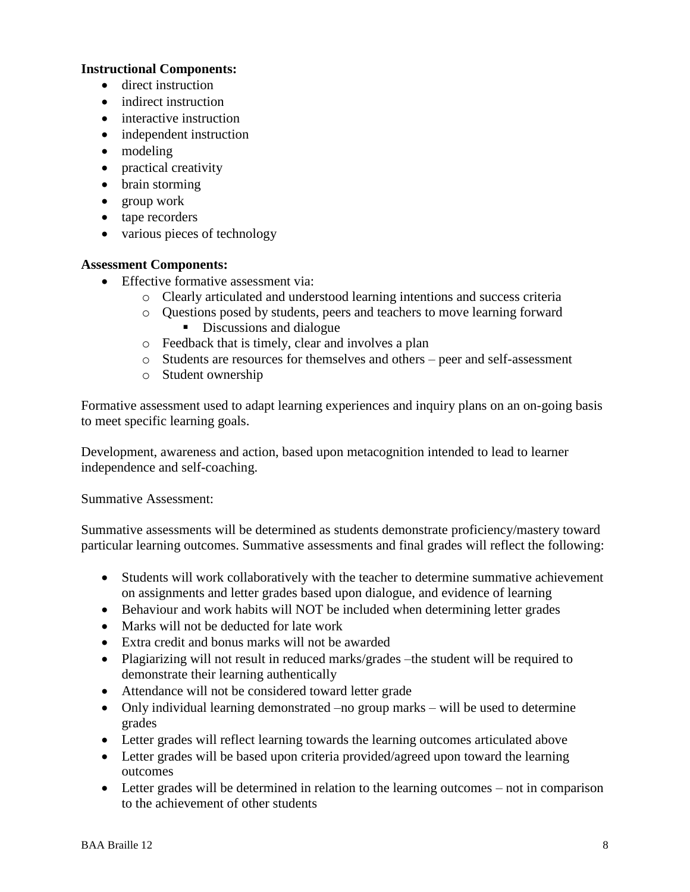**Instructional Components:**

- direct instruction
- indirect instruction
- interactive instruction
- independent instruction
- modeling
- practical creativity
- brain storming
- group work
- tape recorders
- various pieces of technology

**Assessment Components:**

- Effective formative assessment via:
  - Clearly articulated and understood learning intentions and success criteria
  - Questions posed by students, peers and teachers to move learning forward
    - Discussions and dialogue
  - Feedback that is timely, clear and involves a plan
  - Students are resources for themselves and others – peer and self-assessment
  - Student ownership

Formative assessment used to adapt learning experiences and inquiry plans on an on-going basis to meet specific learning goals.

Development, awareness and action, based upon metacognition intended to lead to learner independence and self-coaching.

Summative Assessment:

Summative assessments will be determined as students demonstrate proficiency/mastery toward particular learning outcomes. Summative assessments and final grades will reflect the following:

- Students will work collaboratively with the teacher to determine summative achievement on assignments and letter grades based upon dialogue, and evidence of learning
- Behaviour and work habits will NOT be included when determining letter grades
- Marks will not be deducted for late work
- Extra credit and bonus marks will not be awarded
- Plagiarizing will not result in reduced marks/grades –the student will be required to demonstrate their learning authentically
- Attendance will not be considered toward letter grade
- Only individual learning demonstrated –no group marks – will be used to determine grades
- Letter grades will reflect learning towards the learning outcomes articulated above
- Letter grades will be based upon criteria provided/agreed upon toward the learning outcomes
- Letter grades will be determined in relation to the learning outcomes – not in comparison to the achievement of other students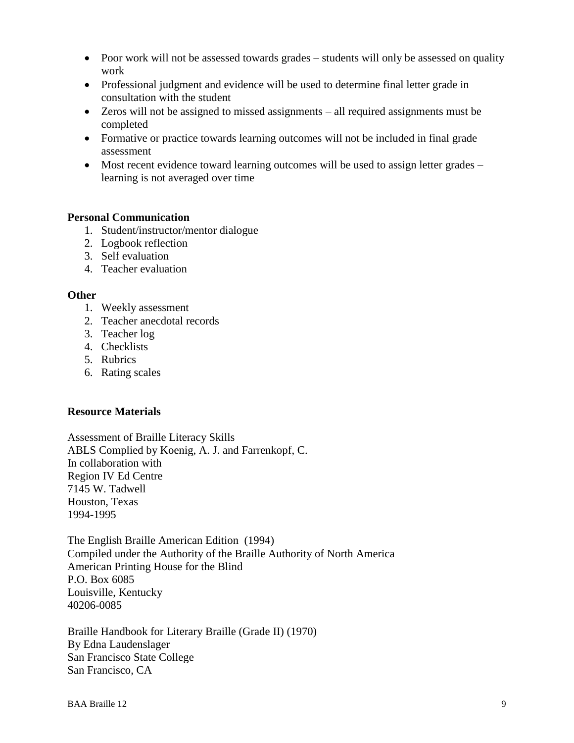- Poor work will not be assessed towards grades – students will only be assessed on quality work
- Professional judgment and evidence will be used to determine final letter grade in consultation with the student
- Zeros will not be assigned to missed assignments – all required assignments must be completed
- Formative or practice towards learning outcomes will not be included in final grade assessment
- Most recent evidence toward learning outcomes will be used to assign letter grades – learning is not averaged over time

**Personal Communication**

1. Student/instructor/mentor dialogue
2. Logbook reflection
3. Self evaluation
4. Teacher evaluation

**Other**

1. Weekly assessment
2. Teacher anecdotal records
3. Teacher log
4. Checklists
5. Rubrics
6. Rating scales

**Resource Materials**

Assessment of Braille Literacy Skills
ABLS Complied by Koenig, A. J. and Farrenkopf, C.
In collaboration with
Region IV Ed Centre
7145 W. Tadwell
Houston, Texas
1994-1995

The English Braille American Edition (1994)
Compiled under the Authority of the Braille Authority of North America
American Printing House for the Blind
P.O. Box 6085
Louisville, Kentucky
40206-0085

Braille Handbook for Literary Braille (Grade II) (1970)
By Edna Laudenslager
San Francisco State College
San Francisco, CA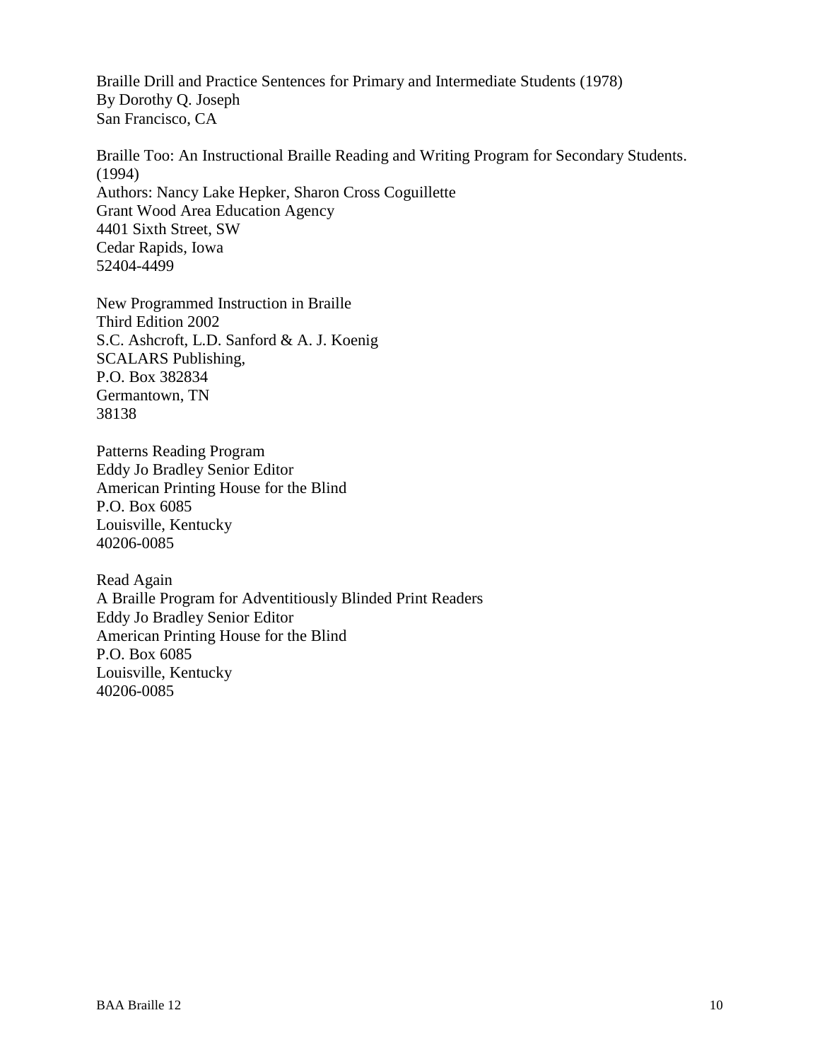Braille Drill and Practice Sentences for Primary and Intermediate Students (1978)
By Dorothy Q. Joseph
San Francisco, CA

Braille Too: An Instructional Braille Reading and Writing Program for Secondary Students. (1994)
Authors: Nancy Lake Hepker, Sharon Cross Coguillette
Grant Wood Area Education Agency
4401 Sixth Street, SW
Cedar Rapids, Iowa
52404-4499

New Programmed Instruction in Braille
Third Edition 2002
S.C. Ashcroft, L.D. Sanford & A. J. Koenig
SCALARS Publishing,
P.O. Box 382834
Germantown, TN
38138

Patterns Reading Program
Eddy Jo Bradley Senior Editor
American Printing House for the Blind
P.O. Box 6085
Louisville, Kentucky
40206-0085

Read Again
A Braille Program for Adventitiously Blinded Print Readers
Eddy Jo Bradley Senior Editor
American Printing House for the Blind
P.O. Box 6085
Louisville, Kentucky
40206-0085